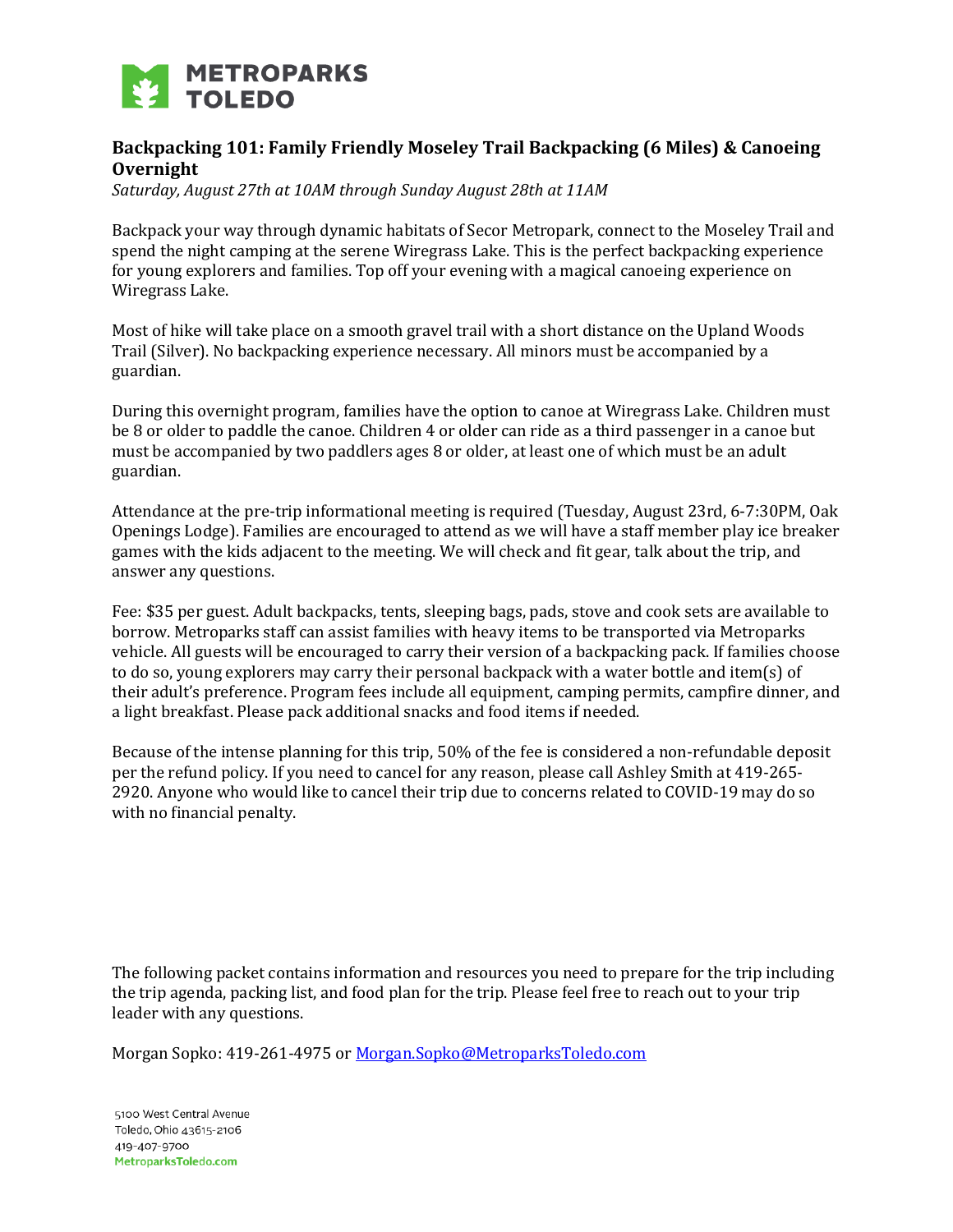# METROPARKS TOLEDO

## Backpacking 101: Family Friendly Moseley Trail Backpacking (6 Miles) & Canoeing Overnight

*Saturday, August 27th at 10AM through Sunday August 28th at 11AM*

Backpack your way through dynamic habitats of Secor Metropark, connect to the Moseley Trail and spend the night camping at the serene Wiregrass Lake. This is the perfect backpacking experience for young explorers and families. Top off your evening with a magical canoeing experience on Wiregrass Lake.

Most of hike will take place on a smooth gravel trail with a short distance on the Upland Woods Trail (Silver). No backpacking experience necessary. All minors must be accompanied by a guardian.

During this overnight program, families have the option to canoe at Wiregrass Lake. Children must be 8 or older to paddle the canoe. Children 4 or older can ride as a third passenger in a canoe but must be accompanied by two paddlers ages 8 or older, at least one of which must be an adult guardian.

Attendance at the pre-trip informational meeting is required (Tuesday, August 23rd, 6-7:30PM, Oak Openings Lodge). Families are encouraged to attend as we will have a staff member play ice breaker games with the kids adjacent to the meeting. We will check and fit gear, talk about the trip, and answer any questions.

Fee: $35 per guest. Adult backpacks, tents, sleeping bags, pads, stove and cook sets are available to borrow. Metroparks staff can assist families with heavy items to be transported via Metroparks vehicle. All guests will be encouraged to carry their version of a backpacking pack. If families choose to do so, young explorers may carry their personal backpack with a water bottle and item(s) of their adult's preference. Program fees include all equipment, camping permits, campfire dinner, and a light breakfast. Please pack additional snacks and food items if needed.

Because of the intense planning for this trip, 50% of the fee is considered a non-refundable deposit per the refund policy. If you need to cancel for any reason, please call Ashley Smith at 419-265-2920. Anyone who would like to cancel their trip due to concerns related to COVID-19 may do so with no financial penalty.

The following packet contains information and resources you need to prepare for the trip including the trip agenda, packing list, and food plan for the trip. Please feel free to reach out to your trip leader with any questions.

Morgan Sopko: 419-261-4975 or Morgan.Sopko@MetroparksToledo.com

5100 West Central Avenue
Toledo, Ohio 43615-2106
419-407-9700
MetroparksToledo.com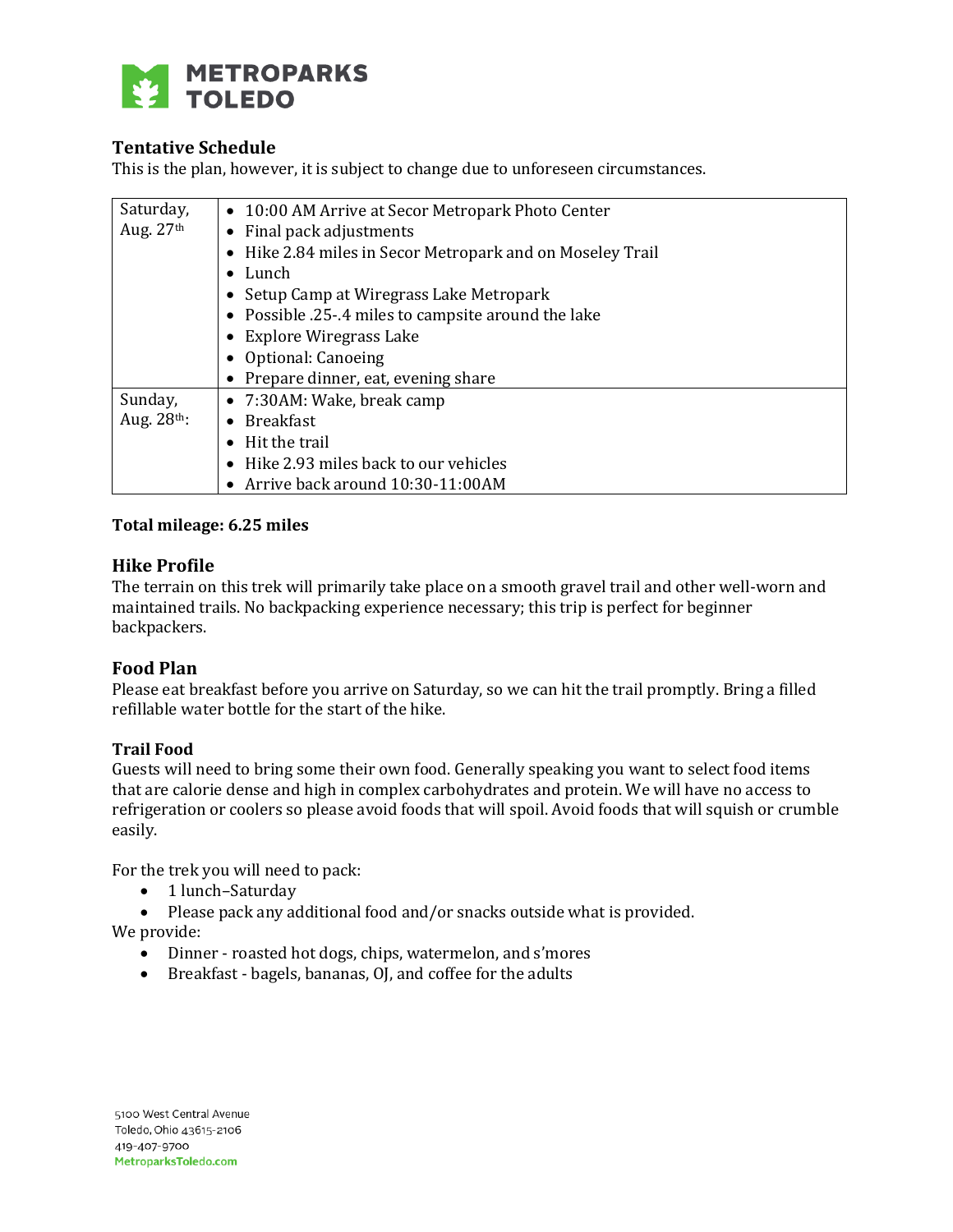**METROPARKS TOLEDO**

### Tentative Schedule

This is the plan, however, it is subject to change due to unforeseen circumstances.

| | |
|---|---|
| Saturday, Aug. 27th | • 10:00 AM Arrive at Secor Metropark Photo Center<br>• Final pack adjustments<br>• Hike 2.84 miles in Secor Metropark and on Moseley Trail<br>• Lunch<br>• Setup Camp at Wiregrass Lake Metropark<br>• Possible .25-.4 miles to campsite around the lake<br>• Explore Wiregrass Lake<br>• Optional: Canoeing<br>• Prepare dinner, eat, evening share |
| Sunday, Aug. 28th: | • 7:30AM: Wake, break camp<br>• Breakfast<br>• Hit the trail<br>• Hike 2.93 miles back to our vehicles<br>• Arrive back around 10:30-11:00AM |

**Total mileage: 6.25 miles**

### Hike Profile

The terrain on this trek will primarily take place on a smooth gravel trail and other well-worn and maintained trails. No backpacking experience necessary; this trip is perfect for beginner backpackers.

### Food Plan

Please eat breakfast before you arrive on Saturday, so we can hit the trail promptly. Bring a filled refillable water bottle for the start of the hike.

#### Trail Food

Guests will need to bring some their own food. Generally speaking you want to select food items that are calorie dense and high in complex carbohydrates and protein. We will have no access to refrigeration or coolers so please avoid foods that will spoil. Avoid foods that will squish or crumble easily.

For the trek you will need to pack:

- 1 lunch–Saturday
- Please pack any additional food and/or snacks outside what is provided.

We provide:

- Dinner - roasted hot dogs, chips, watermelon, and s'mores
- Breakfast - bagels, bananas, OJ, and coffee for the adults

5100 West Central Avenue
Toledo, Ohio 43615-2106
419-407-9700
MetroparksToledo.com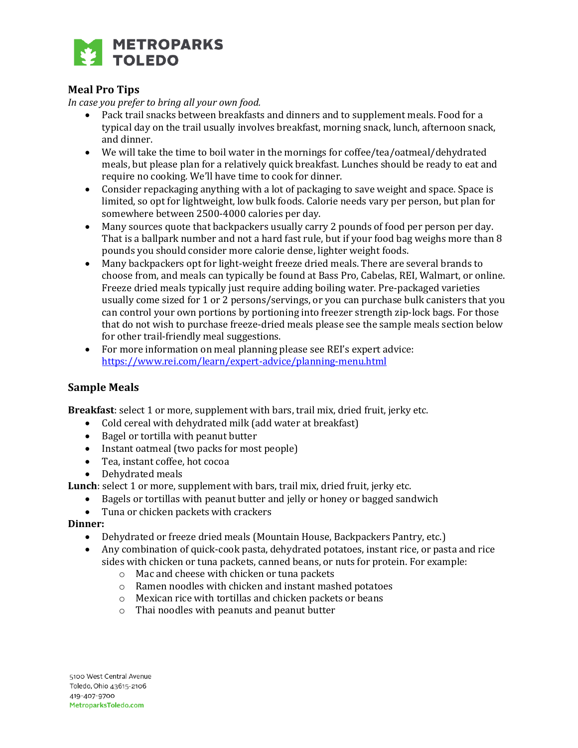## Meal Pro Tips

*In case you prefer to bring all your own food.*

- Pack trail snacks between breakfasts and dinners and to supplement meals. Food for a typical day on the trail usually involves breakfast, morning snack, lunch, afternoon snack, and dinner.
- We will take the time to boil water in the mornings for coffee/tea/oatmeal/dehydrated meals, but please plan for a relatively quick breakfast. Lunches should be ready to eat and require no cooking. We'll have time to cook for dinner.
- Consider repackaging anything with a lot of packaging to save weight and space. Space is limited, so opt for lightweight, low bulk foods. Calorie needs vary per person, but plan for somewhere between 2500-4000 calories per day.
- Many sources quote that backpackers usually carry 2 pounds of food per person per day. That is a ballpark number and not a hard fast rule, but if your food bag weighs more than 8 pounds you should consider more calorie dense, lighter weight foods.
- Many backpackers opt for light-weight freeze dried meals. There are several brands to choose from, and meals can typically be found at Bass Pro, Cabelas, REI, Walmart, or online. Freeze dried meals typically just require adding boiling water. Pre-packaged varieties usually come sized for 1 or 2 persons/servings, or you can purchase bulk canisters that you can control your own portions by portioning into freezer strength zip-lock bags. For those that do not wish to purchase freeze-dried meals please see the sample meals section below for other trail-friendly meal suggestions.
- For more information on meal planning please see REI's expert advice: https://www.rei.com/learn/expert-advice/planning-menu.html

## Sample Meals

**Breakfast**: select 1 or more, supplement with bars, trail mix, dried fruit, jerky etc.

- Cold cereal with dehydrated milk (add water at breakfast)
- Bagel or tortilla with peanut butter
- Instant oatmeal (two packs for most people)
- Tea, instant coffee, hot cocoa
- Dehydrated meals

**Lunch**: select 1 or more, supplement with bars, trail mix, dried fruit, jerky etc.

- Bagels or tortillas with peanut butter and jelly or honey or bagged sandwich
- Tuna or chicken packets with crackers

**Dinner:**

- Dehydrated or freeze dried meals (Mountain House, Backpackers Pantry, etc.)
- Any combination of quick-cook pasta, dehydrated potatoes, instant rice, or pasta and rice sides with chicken or tuna packets, canned beans, or nuts for protein. For example:
  - Mac and cheese with chicken or tuna packets
  - Ramen noodles with chicken and instant mashed potatoes
  - Mexican rice with tortillas and chicken packets or beans
  - Thai noodles with peanuts and peanut butter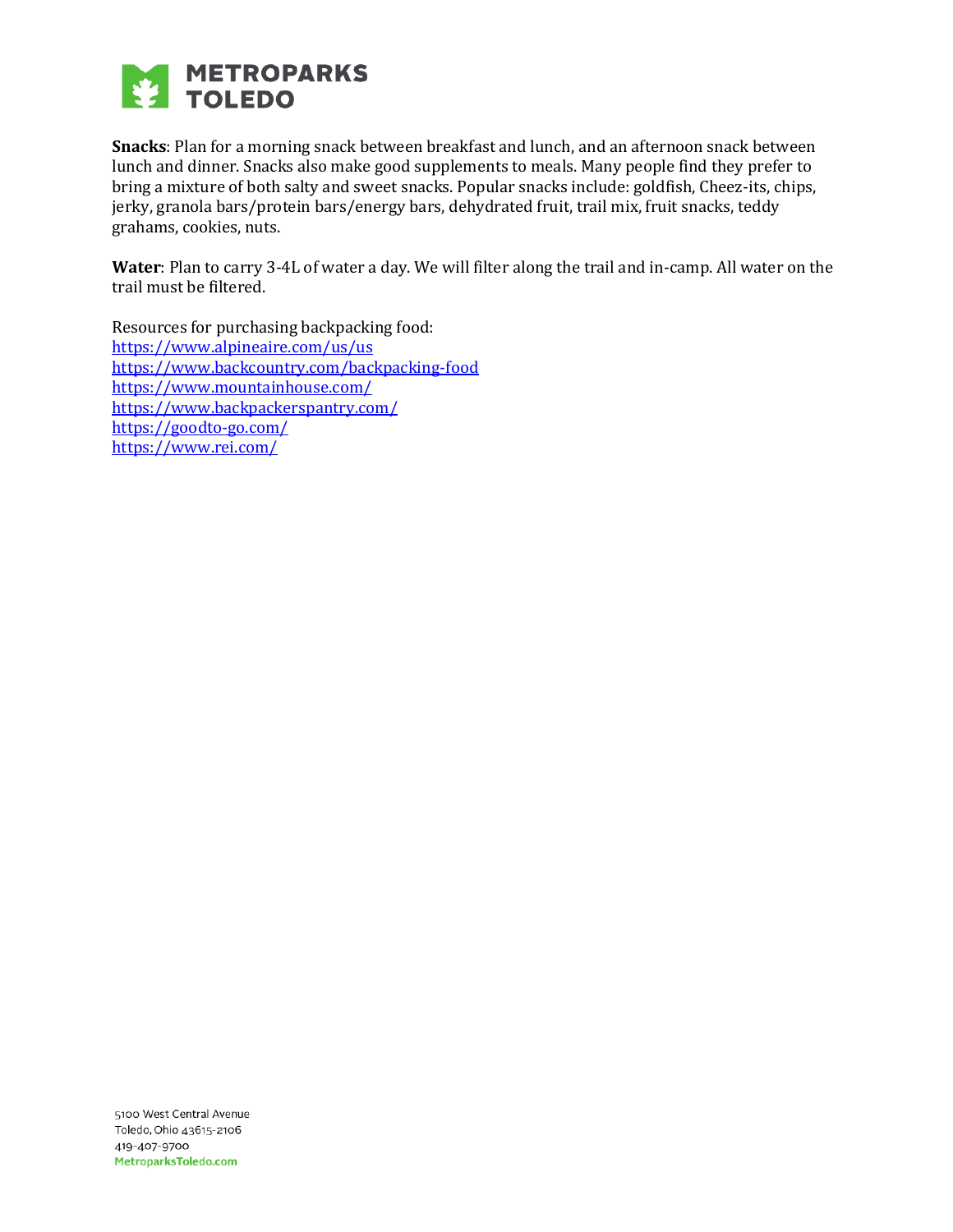**Snacks**: Plan for a morning snack between breakfast and lunch, and an afternoon snack between lunch and dinner. Snacks also make good supplements to meals. Many people find they prefer to bring a mixture of both salty and sweet snacks. Popular snacks include: goldfish, Cheez-its, chips, jerky, granola bars/protein bars/energy bars, dehydrated fruit, trail mix, fruit snacks, teddy grahams, cookies, nuts.

**Water**: Plan to carry 3-4L of water a day. We will filter along the trail and in-camp. All water on the trail must be filtered.

Resources for purchasing backpacking food:
https://www.alpineaire.com/us/us
https://www.backcountry.com/backpacking-food
https://www.mountainhouse.com/
https://www.backpackerspantry.com/
https://goodto-go.com/
https://www.rei.com/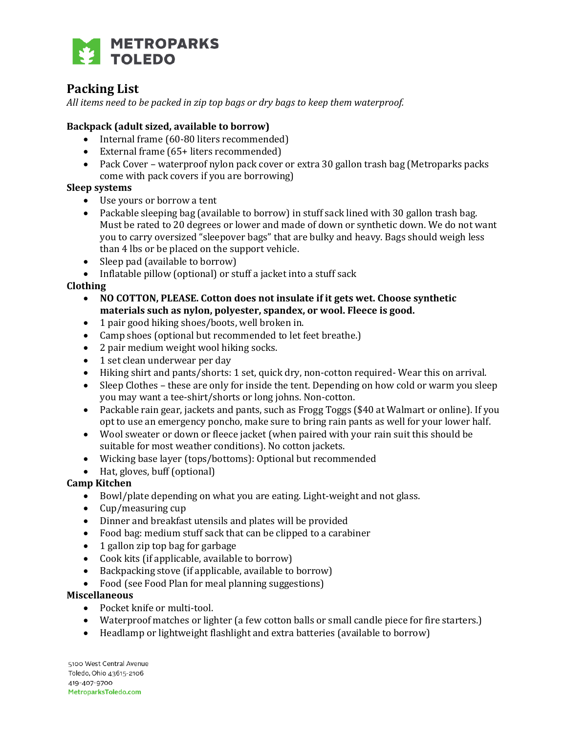# Packing List

*All items need to be packed in zip top bags or dry bags to keep them waterproof.*

**Backpack (adult sized, available to borrow)**

- Internal frame (60-80 liters recommended)
- External frame (65+ liters recommended)
- Pack Cover – waterproof nylon pack cover or extra 30 gallon trash bag (Metroparks packs come with pack covers if you are borrowing)

**Sleep systems**

- Use yours or borrow a tent
- Packable sleeping bag (available to borrow) in stuff sack lined with 30 gallon trash bag. Must be rated to 20 degrees or lower and made of down or synthetic down. We do not want you to carry oversized "sleepover bags" that are bulky and heavy. Bags should weigh less than 4 lbs or be placed on the support vehicle.
- Sleep pad (available to borrow)
- Inflatable pillow (optional) or stuff a jacket into a stuff sack

**Clothing**

- **NO COTTON, PLEASE. Cotton does not insulate if it gets wet. Choose synthetic materials such as nylon, polyester, spandex, or wool. Fleece is good.**
- 1 pair good hiking shoes/boots, well broken in.
- Camp shoes (optional but recommended to let feet breathe.)
- 2 pair medium weight wool hiking socks.
- 1 set clean underwear per day
- Hiking shirt and pants/shorts: 1 set, quick dry, non-cotton required- Wear this on arrival.
- Sleep Clothes – these are only for inside the tent. Depending on how cold or warm you sleep you may want a tee-shirt/shorts or long johns. Non-cotton.
- Packable rain gear, jackets and pants, such as Frogg Toggs ($40 at Walmart or online). If you opt to use an emergency poncho, make sure to bring rain pants as well for your lower half.
- Wool sweater or down or fleece jacket (when paired with your rain suit this should be suitable for most weather conditions). No cotton jackets.
- Wicking base layer (tops/bottoms): Optional but recommended
- Hat, gloves, buff (optional)

**Camp Kitchen**

- Bowl/plate depending on what you are eating. Light-weight and not glass.
- Cup/measuring cup
- Dinner and breakfast utensils and plates will be provided
- Food bag: medium stuff sack that can be clipped to a carabiner
- 1 gallon zip top bag for garbage
- Cook kits (if applicable, available to borrow)
- Backpacking stove (if applicable, available to borrow)
- Food (see Food Plan for meal planning suggestions)

**Miscellaneous**

- Pocket knife or multi-tool.
- Waterproof matches or lighter (a few cotton balls or small candle piece for fire starters.)
- Headlamp or lightweight flashlight and extra batteries (available to borrow)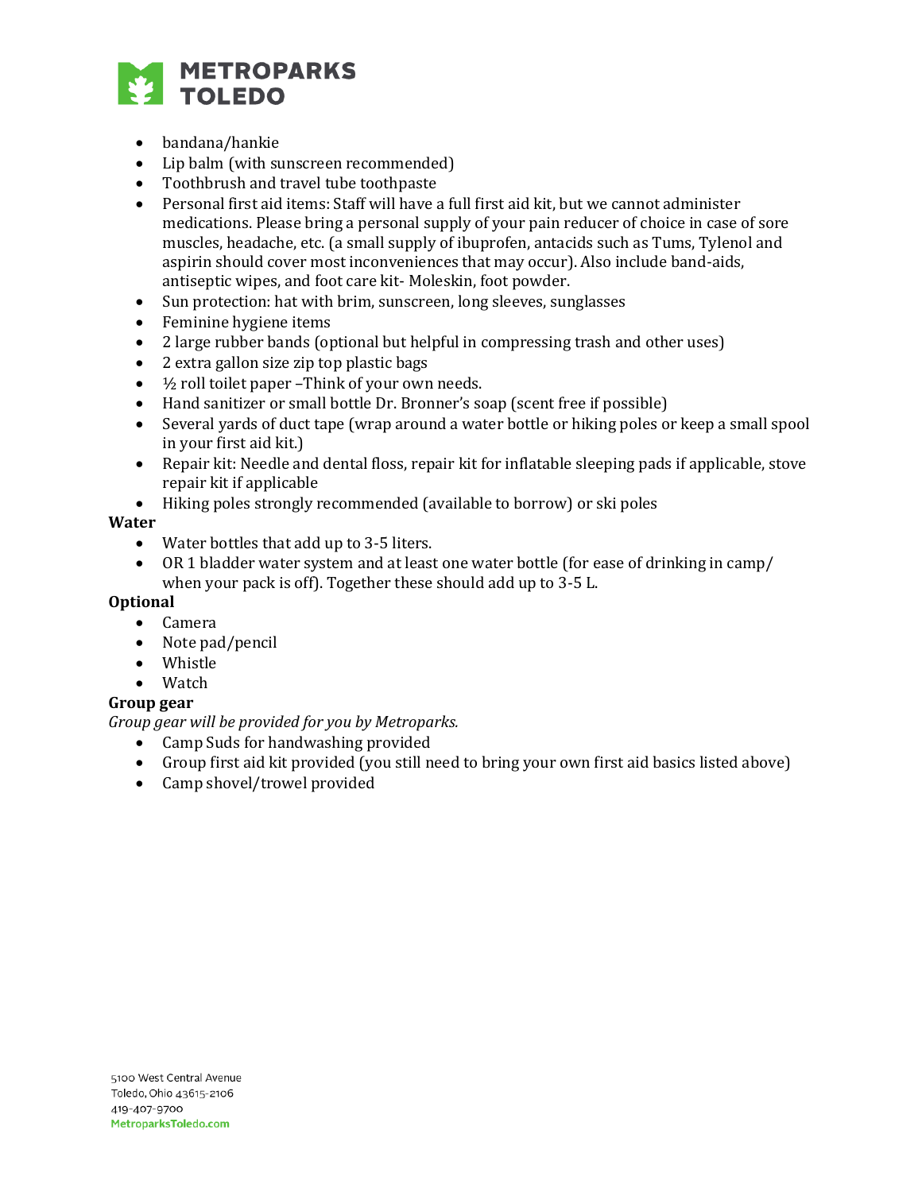- bandana/hankie
- Lip balm (with sunscreen recommended)
- Toothbrush and travel tube toothpaste
- Personal first aid items: Staff will have a full first aid kit, but we cannot administer medications. Please bring a personal supply of your pain reducer of choice in case of sore muscles, headache, etc. (a small supply of ibuprofen, antacids such as Tums, Tylenol and aspirin should cover most inconveniences that may occur). Also include band-aids, antiseptic wipes, and foot care kit- Moleskin, foot powder.
- Sun protection: hat with brim, sunscreen, long sleeves, sunglasses
- Feminine hygiene items
- 2 large rubber bands (optional but helpful in compressing trash and other uses)
- 2 extra gallon size zip top plastic bags
- ½ roll toilet paper –Think of your own needs.
- Hand sanitizer or small bottle Dr. Bronner's soap (scent free if possible)
- Several yards of duct tape (wrap around a water bottle or hiking poles or keep a small spool in your first aid kit.)
- Repair kit: Needle and dental floss, repair kit for inflatable sleeping pads if applicable, stove repair kit if applicable
- Hiking poles strongly recommended (available to borrow) or ski poles

**Water**

- Water bottles that add up to 3-5 liters.
- OR 1 bladder water system and at least one water bottle (for ease of drinking in camp/ when your pack is off). Together these should add up to 3-5 L.

**Optional**

- Camera
- Note pad/pencil
- Whistle
- Watch

**Group gear**

*Group gear will be provided for you by Metroparks.*

- Camp Suds for handwashing provided
- Group first aid kit provided (you still need to bring your own first aid basics listed above)
- Camp shovel/trowel provided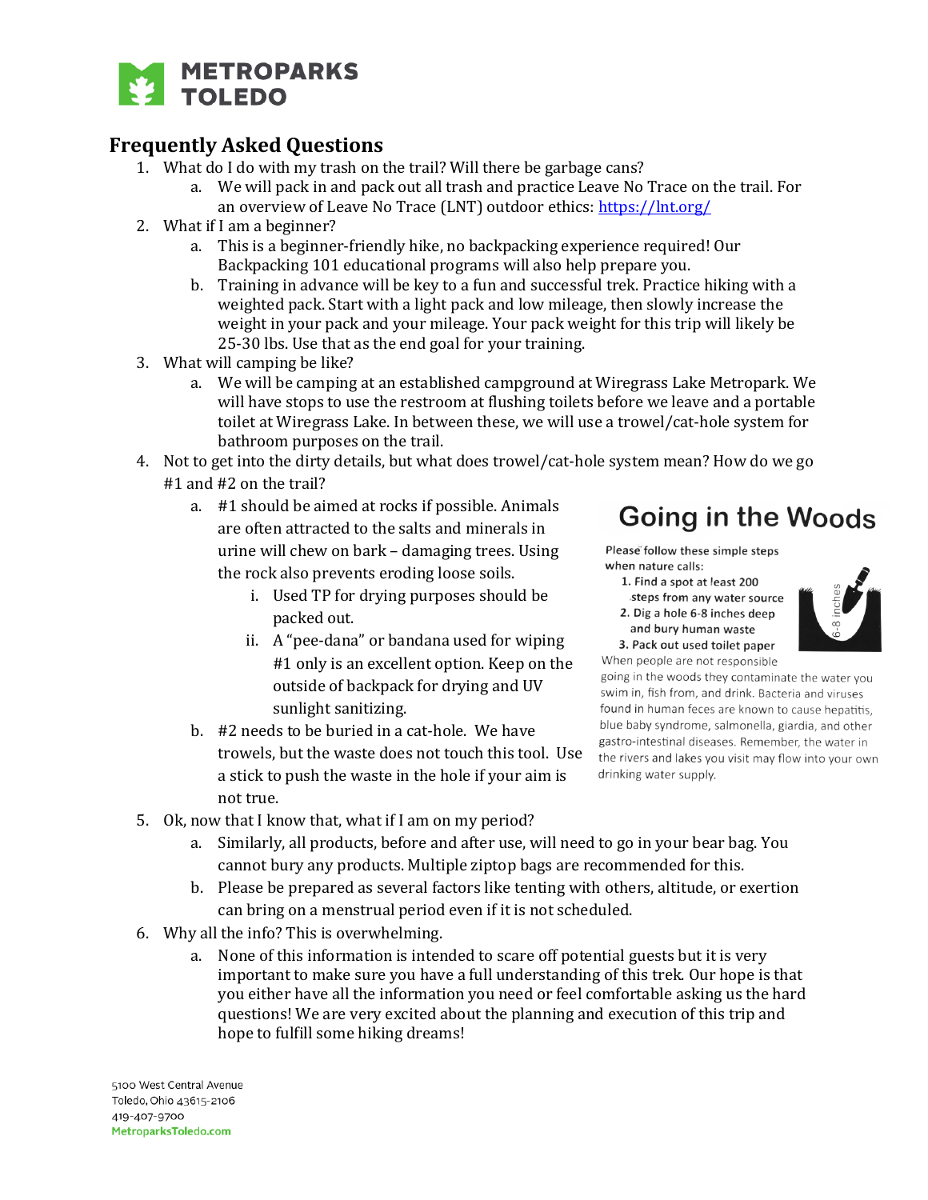METROPARKS TOLEDO

## Frequently Asked Questions

1. What do I do with my trash on the trail? Will there be garbage cans?
   a. We will pack in and pack out all trash and practice Leave No Trace on the trail. For an overview of Leave No Trace (LNT) outdoor ethics: https://lnt.org/
2. What if I am a beginner?
   a. This is a beginner-friendly hike, no backpacking experience required! Our Backpacking 101 educational programs will also help prepare you.
   b. Training in advance will be key to a fun and successful trek. Practice hiking with a weighted pack. Start with a light pack and low mileage, then slowly increase the weight in your pack and your mileage. Your pack weight for this trip will likely be 25-30 lbs. Use that as the end goal for your training.
3. What will camping be like?
   a. We will be camping at an established campground at Wiregrass Lake Metropark. We will have stops to use the restroom at flushing toilets before we leave and a portable toilet at Wiregrass Lake. In between these, we will use a trowel/cat-hole system for bathroom purposes on the trail.
4. Not to get into the dirty details, but what does trowel/cat-hole system mean? How do we go #1 and #2 on the trail?
   a. #1 should be aimed at rocks if possible. Animals are often attracted to the salts and minerals in urine will chew on bark – damaging trees. Using the rock also prevents eroding loose soils.
      i. Used TP for drying purposes should be packed out.
      ii. A "pee-dana" or bandana used for wiping #1 only is an excellent option. Keep on the outside of backpack for drying and UV sunlight sanitizing.
   b. #2 needs to be buried in a cat-hole. We have trowels, but the waste does not touch this tool. Use a stick to push the waste in the hole if your aim is not true.

### Going in the Woods

Please follow these simple steps when nature calls:

1. Find a spot at least 200 steps from any water source
2. Dig a hole 6-8 inches deep and bury human waste
3. Pack out used toilet paper

6-8 inches

When people are not responsible going in the woods they contaminate the water you swim in, fish from, and drink. Bacteria and viruses found in human feces are known to cause hepatitis, blue baby syndrome, salmonella, giardia, and other gastro-intestinal diseases. Remember, the water in the rivers and lakes you visit may flow into your own drinking water supply.

5. Ok, now that I know that, what if I am on my period?
   a. Similarly, all products, before and after use, will need to go in your bear bag. You cannot bury any products. Multiple ziptop bags are recommended for this.
   b. Please be prepared as several factors like tenting with others, altitude, or exertion can bring on a menstrual period even if it is not scheduled.
6. Why all the info? This is overwhelming.
   a. None of this information is intended to scare off potential guests but it is very important to make sure you have a full understanding of this trek. Our hope is that you either have all the information you need or feel comfortable asking us the hard questions! We are very excited about the planning and execution of this trip and hope to fulfill some hiking dreams!

5100 West Central Avenue
Toledo, Ohio 43615-2106
419-407-9700
MetroparksToledo.com